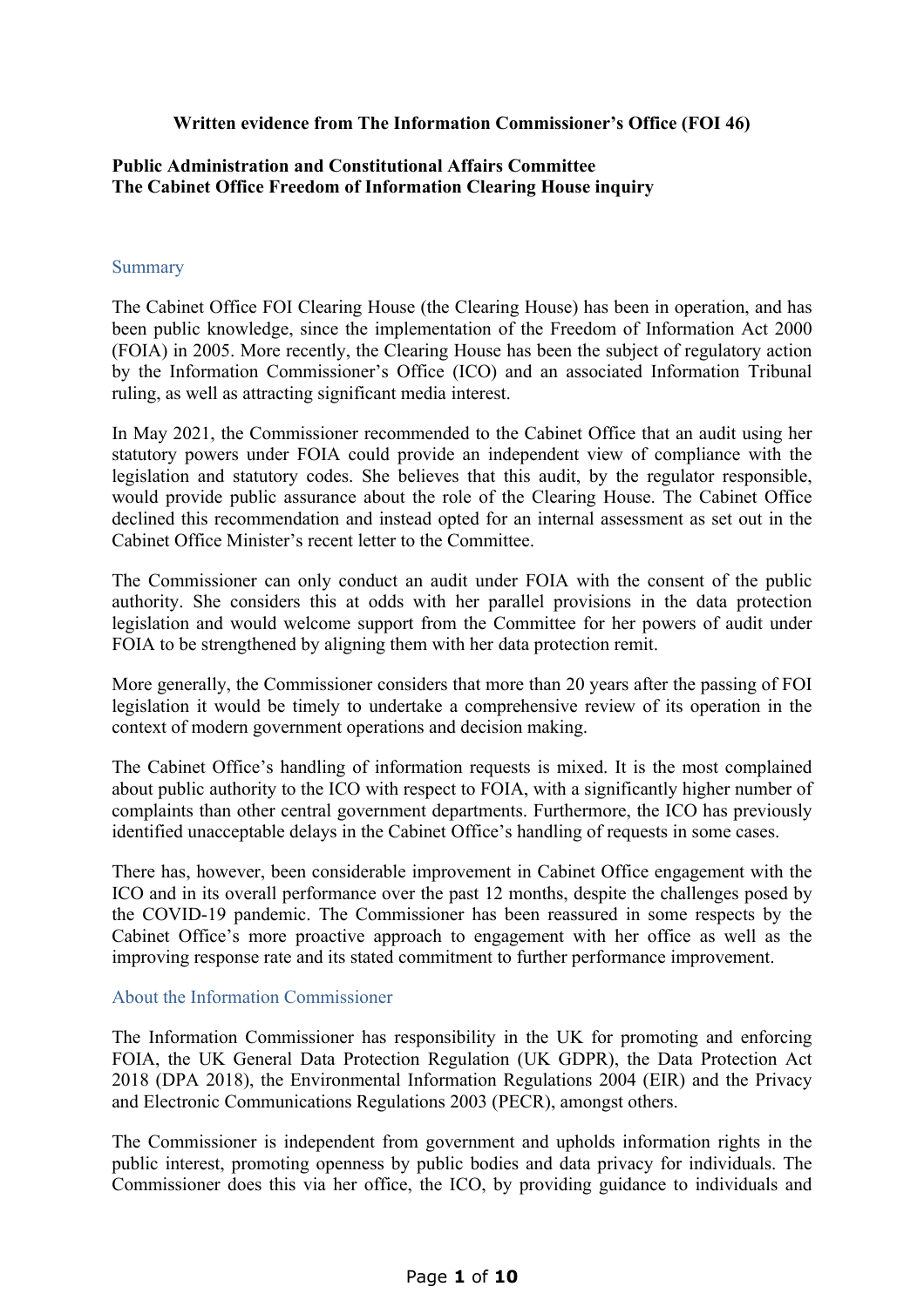**Written evidence from The Information Commissioner's Office (FOI 46)**

**Public Administration and Constitutional Affairs Committee**
**The Cabinet Office Freedom of Information Clearing House inquiry**

## Summary

The Cabinet Office FOI Clearing House (the Clearing House) has been in operation, and has been public knowledge, since the implementation of the Freedom of Information Act 2000 (FOIA) in 2005. More recently, the Clearing House has been the subject of regulatory action by the Information Commissioner's Office (ICO) and an associated Information Tribunal ruling, as well as attracting significant media interest.

In May 2021, the Commissioner recommended to the Cabinet Office that an audit using her statutory powers under FOIA could provide an independent view of compliance with the legislation and statutory codes. She believes that this audit, by the regulator responsible, would provide public assurance about the role of the Clearing House. The Cabinet Office declined this recommendation and instead opted for an internal assessment as set out in the Cabinet Office Minister's recent letter to the Committee.

The Commissioner can only conduct an audit under FOIA with the consent of the public authority. She considers this at odds with her parallel provisions in the data protection legislation and would welcome support from the Committee for her powers of audit under FOIA to be strengthened by aligning them with her data protection remit.

More generally, the Commissioner considers that more than 20 years after the passing of FOI legislation it would be timely to undertake a comprehensive review of its operation in the context of modern government operations and decision making.

The Cabinet Office's handling of information requests is mixed. It is the most complained about public authority to the ICO with respect to FOIA, with a significantly higher number of complaints than other central government departments. Furthermore, the ICO has previously identified unacceptable delays in the Cabinet Office's handling of requests in some cases.

There has, however, been considerable improvement in Cabinet Office engagement with the ICO and in its overall performance over the past 12 months, despite the challenges posed by the COVID-19 pandemic. The Commissioner has been reassured in some respects by the Cabinet Office's more proactive approach to engagement with her office as well as the improving response rate and its stated commitment to further performance improvement.

## About the Information Commissioner

The Information Commissioner has responsibility in the UK for promoting and enforcing FOIA, the UK General Data Protection Regulation (UK GDPR), the Data Protection Act 2018 (DPA 2018), the Environmental Information Regulations 2004 (EIR) and the Privacy and Electronic Communications Regulations 2003 (PECR), amongst others.

The Commissioner is independent from government and upholds information rights in the public interest, promoting openness by public bodies and data privacy for individuals. The Commissioner does this via her office, the ICO, by providing guidance to individuals and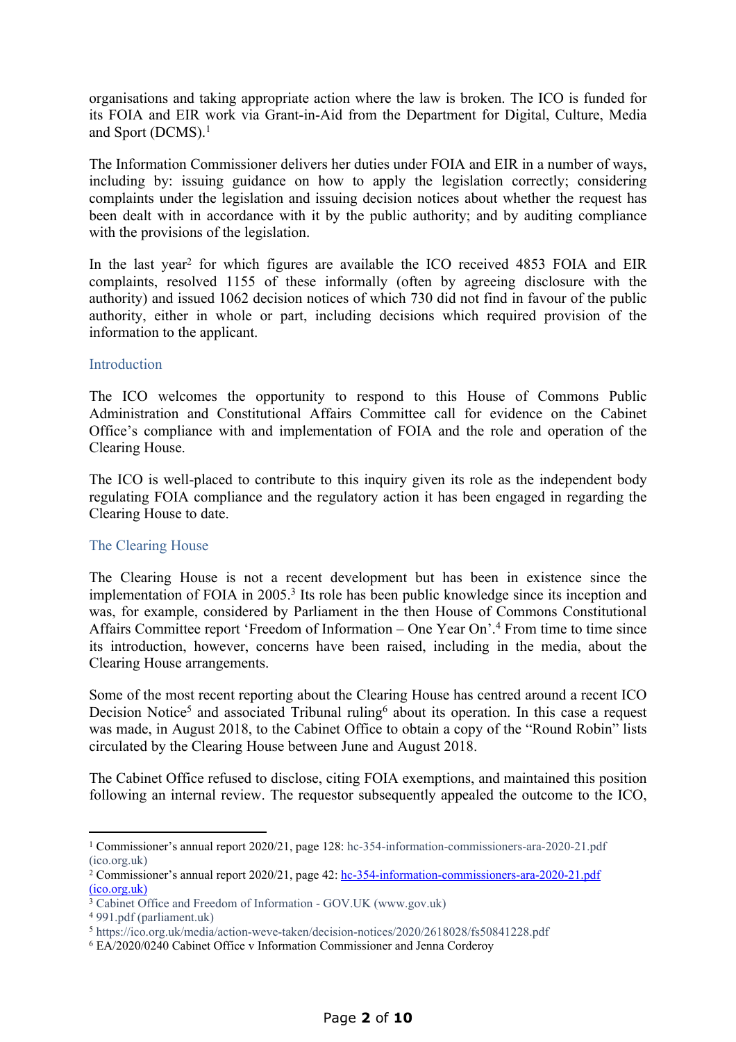organisations and taking appropriate action where the law is broken. The ICO is funded for its FOIA and EIR work via Grant-in-Aid from the Department for Digital, Culture, Media and Sport (DCMS).[1]

The Information Commissioner delivers her duties under FOIA and EIR in a number of ways, including by: issuing guidance on how to apply the legislation correctly; considering complaints under the legislation and issuing decision notices about whether the request has been dealt with in accordance with it by the public authority; and by auditing compliance with the provisions of the legislation.

In the last year[2] for which figures are available the ICO received 4853 FOIA and EIR complaints, resolved 1155 of these informally (often by agreeing disclosure with the authority) and issued 1062 decision notices of which 730 did not find in favour of the public authority, either in whole or part, including decisions which required provision of the information to the applicant.

## Introduction

The ICO welcomes the opportunity to respond to this House of Commons Public Administration and Constitutional Affairs Committee call for evidence on the Cabinet Office's compliance with and implementation of FOIA and the role and operation of the Clearing House.

The ICO is well-placed to contribute to this inquiry given its role as the independent body regulating FOIA compliance and the regulatory action it has been engaged in regarding the Clearing House to date.

## The Clearing House

The Clearing House is not a recent development but has been in existence since the implementation of FOIA in 2005.[3] Its role has been public knowledge since its inception and was, for example, considered by Parliament in the then House of Commons Constitutional Affairs Committee report 'Freedom of Information – One Year On'.[4] From time to time since its introduction, however, concerns have been raised, including in the media, about the Clearing House arrangements.

Some of the most recent reporting about the Clearing House has centred around a recent ICO Decision Notice[5] and associated Tribunal ruling[6] about its operation. In this case a request was made, in August 2018, to the Cabinet Office to obtain a copy of the "Round Robin" lists circulated by the Clearing House between June and August 2018.

The Cabinet Office refused to disclose, citing FOIA exemptions, and maintained this position following an internal review. The requestor subsequently appealed the outcome to the ICO,

---

[1] Commissioner's annual report 2020/21, page 128: hc-354-information-commissioners-ara-2020-21.pdf (ico.org.uk)

[2] Commissioner's annual report 2020/21, page 42: hc-354-information-commissioners-ara-2020-21.pdf (ico.org.uk)

[3] Cabinet Office and Freedom of Information - GOV.UK (www.gov.uk)

[4] 991.pdf (parliament.uk)

[5] https://ico.org.uk/media/action-weve-taken/decision-notices/2020/2618028/fs50841228.pdf

[6] EA/2020/0240 Cabinet Office v Information Commissioner and Jenna Corderoy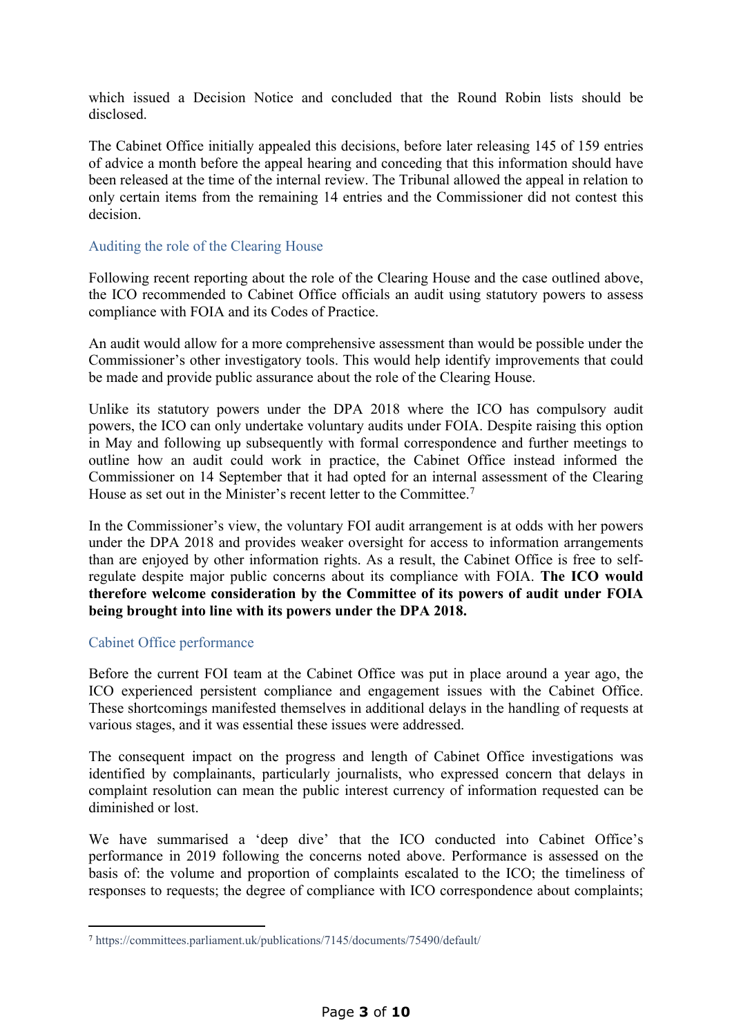which issued a Decision Notice and concluded that the Round Robin lists should be disclosed.

The Cabinet Office initially appealed this decisions, before later releasing 145 of 159 entries of advice a month before the appeal hearing and conceding that this information should have been released at the time of the internal review. The Tribunal allowed the appeal in relation to only certain items from the remaining 14 entries and the Commissioner did not contest this decision.

### Auditing the role of the Clearing House

Following recent reporting about the role of the Clearing House and the case outlined above, the ICO recommended to Cabinet Office officials an audit using statutory powers to assess compliance with FOIA and its Codes of Practice.

An audit would allow for a more comprehensive assessment than would be possible under the Commissioner's other investigatory tools. This would help identify improvements that could be made and provide public assurance about the role of the Clearing House.

Unlike its statutory powers under the DPA 2018 where the ICO has compulsory audit powers, the ICO can only undertake voluntary audits under FOIA. Despite raising this option in May and following up subsequently with formal correspondence and further meetings to outline how an audit could work in practice, the Cabinet Office instead informed the Commissioner on 14 September that it had opted for an internal assessment of the Clearing House as set out in the Minister's recent letter to the Committee.[7]

In the Commissioner's view, the voluntary FOI audit arrangement is at odds with her powers under the DPA 2018 and provides weaker oversight for access to information arrangements than are enjoyed by other information rights. As a result, the Cabinet Office is free to self-regulate despite major public concerns about its compliance with FOIA. **The ICO would therefore welcome consideration by the Committee of its powers of audit under FOIA being brought into line with its powers under the DPA 2018.**

### Cabinet Office performance

Before the current FOI team at the Cabinet Office was put in place around a year ago, the ICO experienced persistent compliance and engagement issues with the Cabinet Office. These shortcomings manifested themselves in additional delays in the handling of requests at various stages, and it was essential these issues were addressed.

The consequent impact on the progress and length of Cabinet Office investigations was identified by complainants, particularly journalists, who expressed concern that delays in complaint resolution can mean the public interest currency of information requested can be diminished or lost.

We have summarised a 'deep dive' that the ICO conducted into Cabinet Office's performance in 2019 following the concerns noted above. Performance is assessed on the basis of: the volume and proportion of complaints escalated to the ICO; the timeliness of responses to requests; the degree of compliance with ICO correspondence about complaints;

---

[7] https://committees.parliament.uk/publications/7145/documents/75490/default/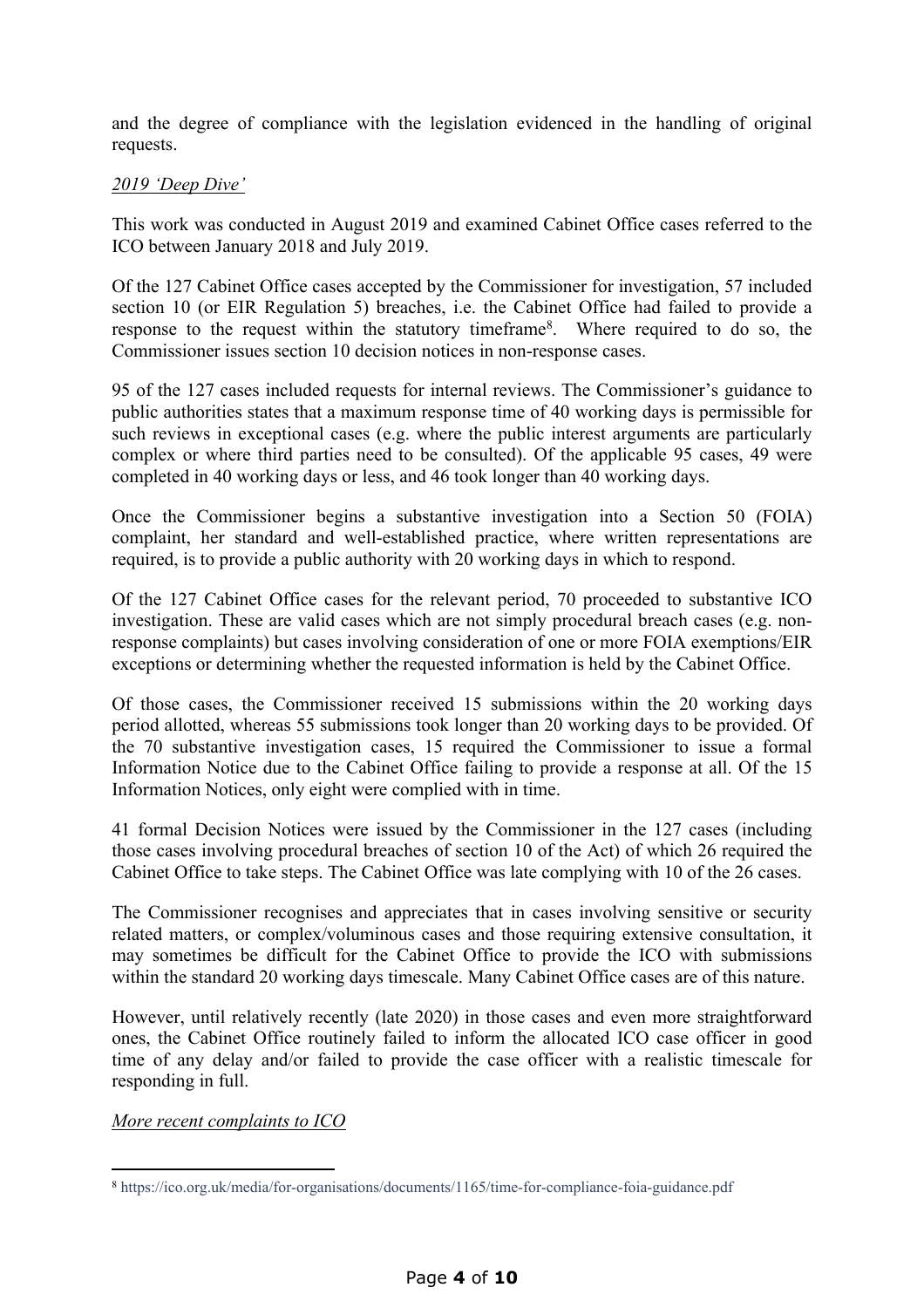and the degree of compliance with the legislation evidenced in the handling of original requests.

*2019 'Deep Dive'*

This work was conducted in August 2019 and examined Cabinet Office cases referred to the ICO between January 2018 and July 2019.

Of the 127 Cabinet Office cases accepted by the Commissioner for investigation, 57 included section 10 (or EIR Regulation 5) breaches, i.e. the Cabinet Office had failed to provide a response to the request within the statutory timeframe[8]. Where required to do so, the Commissioner issues section 10 decision notices in non-response cases.

95 of the 127 cases included requests for internal reviews. The Commissioner's guidance to public authorities states that a maximum response time of 40 working days is permissible for such reviews in exceptional cases (e.g. where the public interest arguments are particularly complex or where third parties need to be consulted). Of the applicable 95 cases, 49 were completed in 40 working days or less, and 46 took longer than 40 working days.

Once the Commissioner begins a substantive investigation into a Section 50 (FOIA) complaint, her standard and well-established practice, where written representations are required, is to provide a public authority with 20 working days in which to respond.

Of the 127 Cabinet Office cases for the relevant period, 70 proceeded to substantive ICO investigation. These are valid cases which are not simply procedural breach cases (e.g. non-response complaints) but cases involving consideration of one or more FOIA exemptions/EIR exceptions or determining whether the requested information is held by the Cabinet Office.

Of those cases, the Commissioner received 15 submissions within the 20 working days period allotted, whereas 55 submissions took longer than 20 working days to be provided. Of the 70 substantive investigation cases, 15 required the Commissioner to issue a formal Information Notice due to the Cabinet Office failing to provide a response at all. Of the 15 Information Notices, only eight were complied with in time.

41 formal Decision Notices were issued by the Commissioner in the 127 cases (including those cases involving procedural breaches of section 10 of the Act) of which 26 required the Cabinet Office to take steps. The Cabinet Office was late complying with 10 of the 26 cases.

The Commissioner recognises and appreciates that in cases involving sensitive or security related matters, or complex/voluminous cases and those requiring extensive consultation, it may sometimes be difficult for the Cabinet Office to provide the ICO with submissions within the standard 20 working days timescale. Many Cabinet Office cases are of this nature.

However, until relatively recently (late 2020) in those cases and even more straightforward ones, the Cabinet Office routinely failed to inform the allocated ICO case officer in good time of any delay and/or failed to provide the case officer with a realistic timescale for responding in full.

*More recent complaints to ICO*

[8] https://ico.org.uk/media/for-organisations/documents/1165/time-for-compliance-foia-guidance.pdf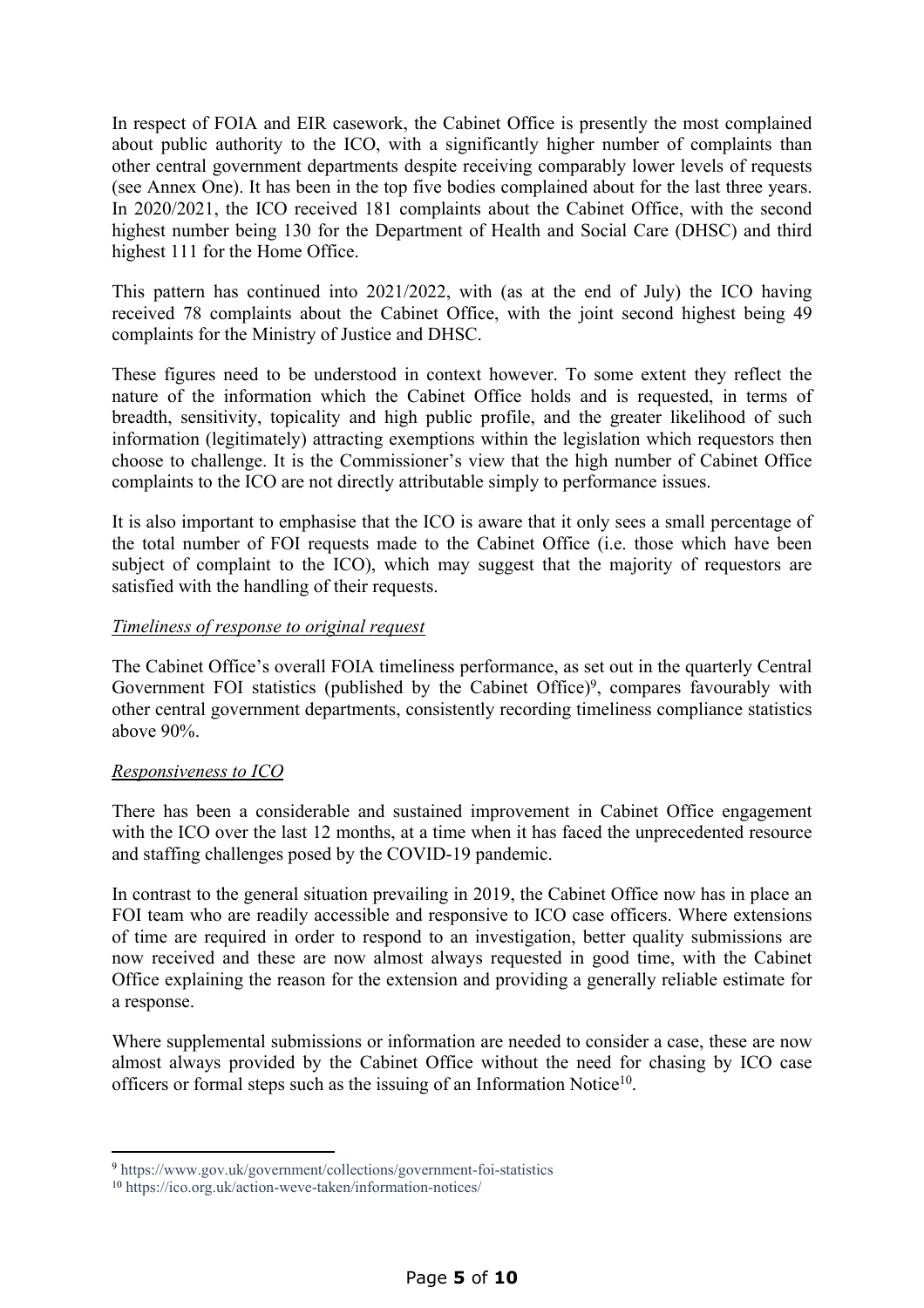In respect of FOIA and EIR casework, the Cabinet Office is presently the most complained about public authority to the ICO, with a significantly higher number of complaints than other central government departments despite receiving comparably lower levels of requests (see Annex One). It has been in the top five bodies complained about for the last three years. In 2020/2021, the ICO received 181 complaints about the Cabinet Office, with the second highest number being 130 for the Department of Health and Social Care (DHSC) and third highest 111 for the Home Office.

This pattern has continued into 2021/2022, with (as at the end of July) the ICO having received 78 complaints about the Cabinet Office, with the joint second highest being 49 complaints for the Ministry of Justice and DHSC.

These figures need to be understood in context however. To some extent they reflect the nature of the information which the Cabinet Office holds and is requested, in terms of breadth, sensitivity, topicality and high public profile, and the greater likelihood of such information (legitimately) attracting exemptions within the legislation which requestors then choose to challenge. It is the Commissioner's view that the high number of Cabinet Office complaints to the ICO are not directly attributable simply to performance issues.

It is also important to emphasise that the ICO is aware that it only sees a small percentage of the total number of FOI requests made to the Cabinet Office (i.e. those which have been subject of complaint to the ICO), which may suggest that the majority of requestors are satisfied with the handling of their requests.

*Timeliness of response to original request*

The Cabinet Office's overall FOIA timeliness performance, as set out in the quarterly Central Government FOI statistics (published by the Cabinet Office)[9], compares favourably with other central government departments, consistently recording timeliness compliance statistics above 90%.

*Responsiveness to ICO*

There has been a considerable and sustained improvement in Cabinet Office engagement with the ICO over the last 12 months, at a time when it has faced the unprecedented resource and staffing challenges posed by the COVID-19 pandemic.

In contrast to the general situation prevailing in 2019, the Cabinet Office now has in place an FOI team who are readily accessible and responsive to ICO case officers. Where extensions of time are required in order to respond to an investigation, better quality submissions are now received and these are now almost always requested in good time, with the Cabinet Office explaining the reason for the extension and providing a generally reliable estimate for a response.

Where supplemental submissions or information are needed to consider a case, these are now almost always provided by the Cabinet Office without the need for chasing by ICO case officers or formal steps such as the issuing of an Information Notice[10].

---

[9] https://www.gov.uk/government/collections/government-foi-statistics

[10] https://ico.org.uk/action-weve-taken/information-notices/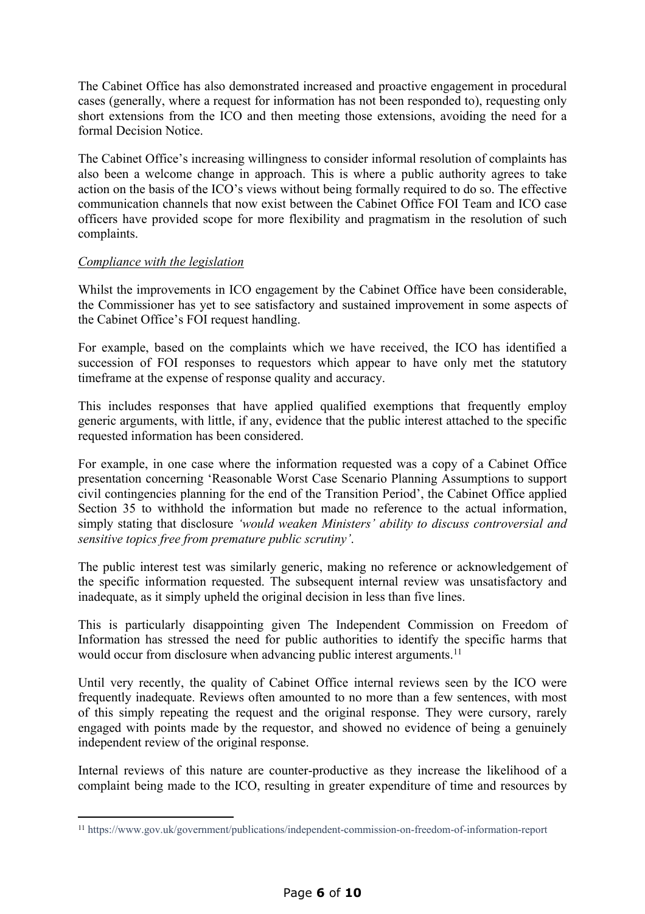The Cabinet Office has also demonstrated increased and proactive engagement in procedural cases (generally, where a request for information has not been responded to), requesting only short extensions from the ICO and then meeting those extensions, avoiding the need for a formal Decision Notice.

The Cabinet Office's increasing willingness to consider informal resolution of complaints has also been a welcome change in approach. This is where a public authority agrees to take action on the basis of the ICO's views without being formally required to do so. The effective communication channels that now exist between the Cabinet Office FOI Team and ICO case officers have provided scope for more flexibility and pragmatism in the resolution of such complaints.

*Compliance with the legislation*

Whilst the improvements in ICO engagement by the Cabinet Office have been considerable, the Commissioner has yet to see satisfactory and sustained improvement in some aspects of the Cabinet Office's FOI request handling.

For example, based on the complaints which we have received, the ICO has identified a succession of FOI responses to requestors which appear to have only met the statutory timeframe at the expense of response quality and accuracy.

This includes responses that have applied qualified exemptions that frequently employ generic arguments, with little, if any, evidence that the public interest attached to the specific requested information has been considered.

For example, in one case where the information requested was a copy of a Cabinet Office presentation concerning 'Reasonable Worst Case Scenario Planning Assumptions to support civil contingencies planning for the end of the Transition Period', the Cabinet Office applied Section 35 to withhold the information but made no reference to the actual information, simply stating that disclosure *'would weaken Ministers' ability to discuss controversial and sensitive topics free from premature public scrutiny'*.

The public interest test was similarly generic, making no reference or acknowledgement of the specific information requested. The subsequent internal review was unsatisfactory and inadequate, as it simply upheld the original decision in less than five lines.

This is particularly disappointing given The Independent Commission on Freedom of Information has stressed the need for public authorities to identify the specific harms that would occur from disclosure when advancing public interest arguments.[11]

Until very recently, the quality of Cabinet Office internal reviews seen by the ICO were frequently inadequate. Reviews often amounted to no more than a few sentences, with most of this simply repeating the request and the original response. They were cursory, rarely engaged with points made by the requestor, and showed no evidence of being a genuinely independent review of the original response.

Internal reviews of this nature are counter-productive as they increase the likelihood of a complaint being made to the ICO, resulting in greater expenditure of time and resources by

[11] https://www.gov.uk/government/publications/independent-commission-on-freedom-of-information-report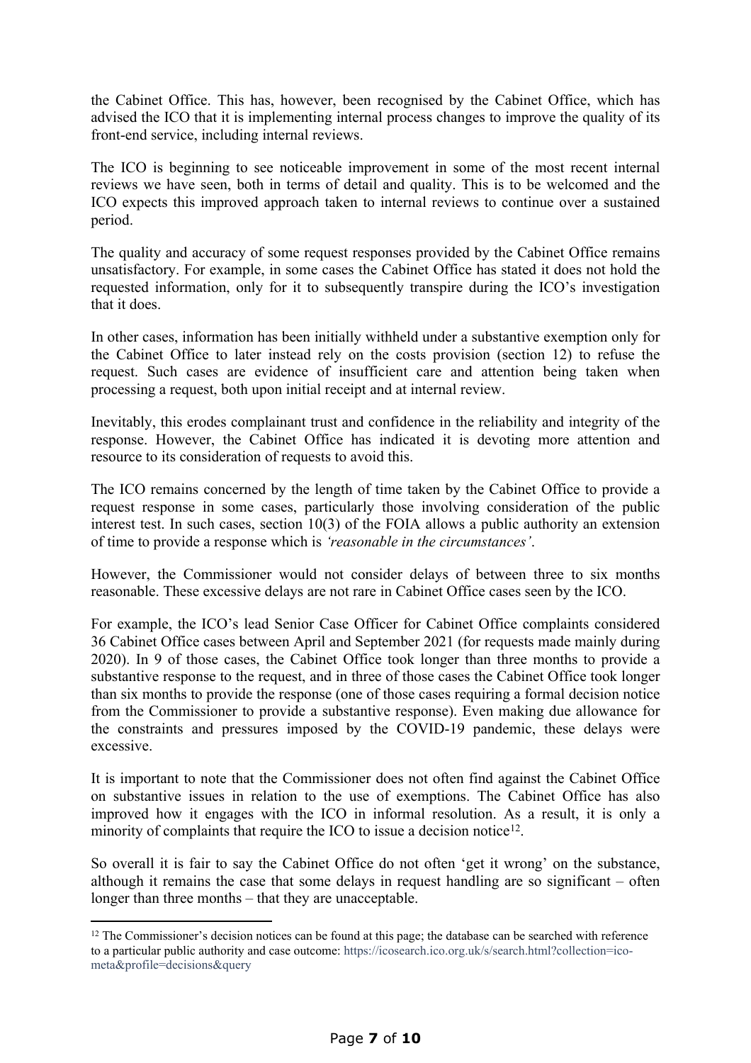the Cabinet Office. This has, however, been recognised by the Cabinet Office, which has advised the ICO that it is implementing internal process changes to improve the quality of its front-end service, including internal reviews.

The ICO is beginning to see noticeable improvement in some of the most recent internal reviews we have seen, both in terms of detail and quality. This is to be welcomed and the ICO expects this improved approach taken to internal reviews to continue over a sustained period.

The quality and accuracy of some request responses provided by the Cabinet Office remains unsatisfactory. For example, in some cases the Cabinet Office has stated it does not hold the requested information, only for it to subsequently transpire during the ICO's investigation that it does.

In other cases, information has been initially withheld under a substantive exemption only for the Cabinet Office to later instead rely on the costs provision (section 12) to refuse the request. Such cases are evidence of insufficient care and attention being taken when processing a request, both upon initial receipt and at internal review.

Inevitably, this erodes complainant trust and confidence in the reliability and integrity of the response. However, the Cabinet Office has indicated it is devoting more attention and resource to its consideration of requests to avoid this.

The ICO remains concerned by the length of time taken by the Cabinet Office to provide a request response in some cases, particularly those involving consideration of the public interest test. In such cases, section 10(3) of the FOIA allows a public authority an extension of time to provide a response which is *'reasonable in the circumstances'*.

However, the Commissioner would not consider delays of between three to six months reasonable. These excessive delays are not rare in Cabinet Office cases seen by the ICO.

For example, the ICO's lead Senior Case Officer for Cabinet Office complaints considered 36 Cabinet Office cases between April and September 2021 (for requests made mainly during 2020). In 9 of those cases, the Cabinet Office took longer than three months to provide a substantive response to the request, and in three of those cases the Cabinet Office took longer than six months to provide the response (one of those cases requiring a formal decision notice from the Commissioner to provide a substantive response). Even making due allowance for the constraints and pressures imposed by the COVID-19 pandemic, these delays were excessive.

It is important to note that the Commissioner does not often find against the Cabinet Office on substantive issues in relation to the use of exemptions. The Cabinet Office has also improved how it engages with the ICO in informal resolution. As a result, it is only a minority of complaints that require the ICO to issue a decision notice[12].

So overall it is fair to say the Cabinet Office do not often 'get it wrong' on the substance, although it remains the case that some delays in request handling are so significant – often longer than three months – that they are unacceptable.

---

[12] The Commissioner's decision notices can be found at this page; the database can be searched with reference to a particular public authority and case outcome: https://icosearch.ico.org.uk/s/search.html?collection=ico-meta&profile=decisions&query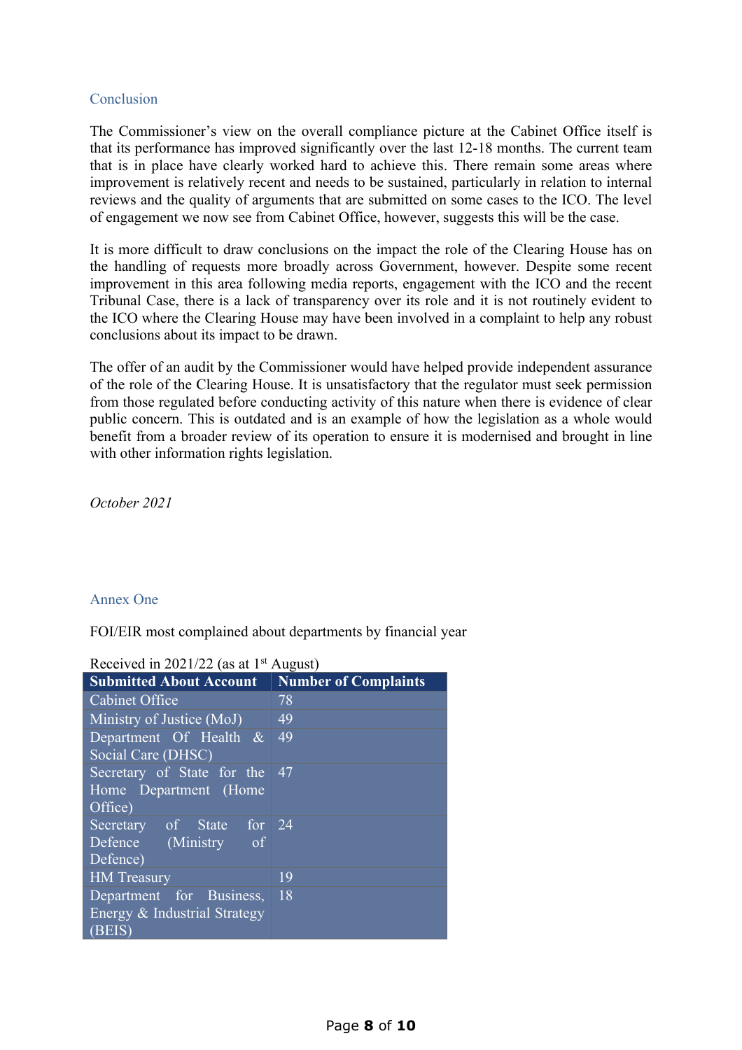## Conclusion

The Commissioner's view on the overall compliance picture at the Cabinet Office itself is that its performance has improved significantly over the last 12-18 months. The current team that is in place have clearly worked hard to achieve this. There remain some areas where improvement is relatively recent and needs to be sustained, particularly in relation to internal reviews and the quality of arguments that are submitted on some cases to the ICO. The level of engagement we now see from Cabinet Office, however, suggests this will be the case.

It is more difficult to draw conclusions on the impact the role of the Clearing House has on the handling of requests more broadly across Government, however. Despite some recent improvement in this area following media reports, engagement with the ICO and the recent Tribunal Case, there is a lack of transparency over its role and it is not routinely evident to the ICO where the Clearing House may have been involved in a complaint to help any robust conclusions about its impact to be drawn.

The offer of an audit by the Commissioner would have helped provide independent assurance of the role of the Clearing House. It is unsatisfactory that the regulator must seek permission from those regulated before conducting activity of this nature when there is evidence of clear public concern. This is outdated and is an example of how the legislation as a whole would benefit from a broader review of its operation to ensure it is modernised and brought in line with other information rights legislation.

*October 2021*

## Annex One

FOI/EIR most complained about departments by financial year

Received in 2021/22 (as at 1st August)

| Submitted About Account | Number of Complaints |
|---|---|
| Cabinet Office | 78 |
| Ministry of Justice (MoJ) | 49 |
| Department Of Health & Social Care (DHSC) | 49 |
| Secretary of State for the Home Department (Home Office) | 47 |
| Secretary of State for Defence (Ministry of Defence) | 24 |
| HM Treasury | 19 |
| Department for Business, Energy & Industrial Strategy (BEIS) | 18 |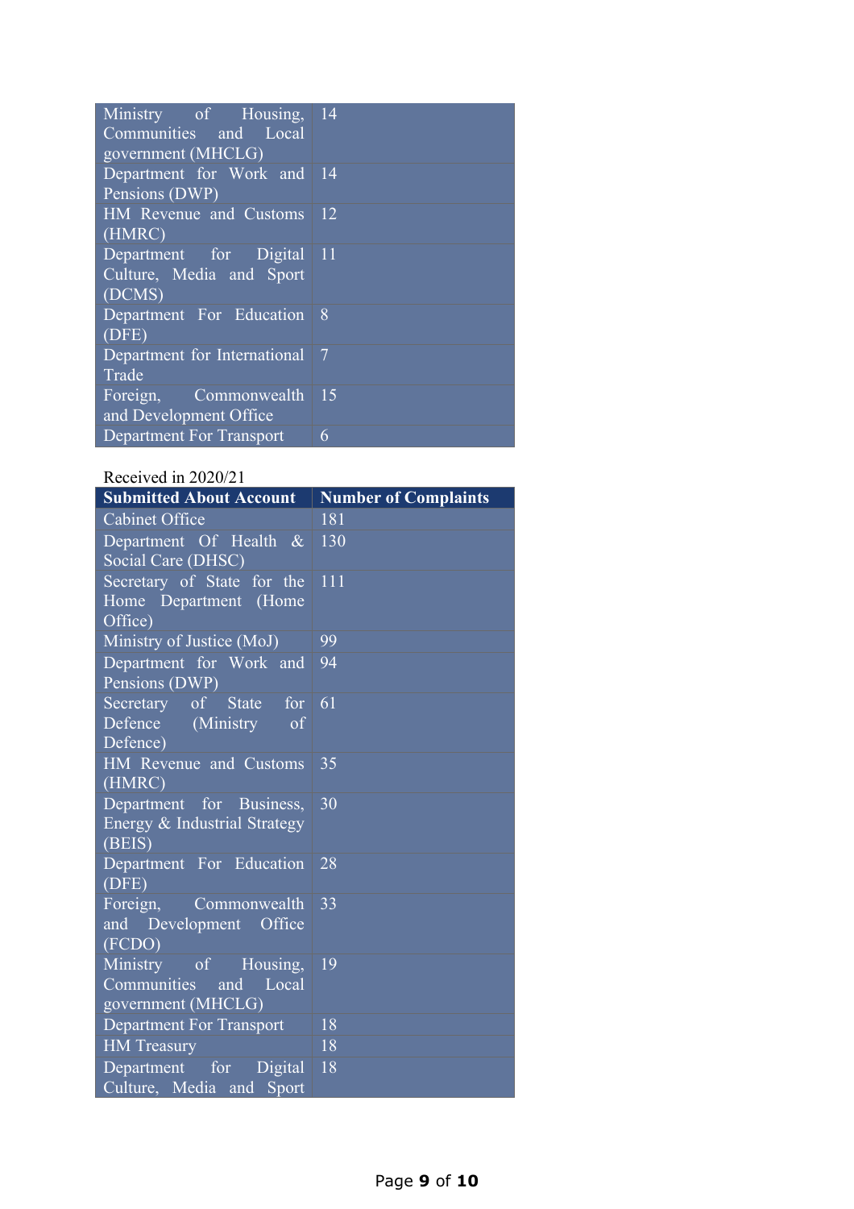| | |
|---|---|
| Ministry of Housing, Communities and Local government (MHCLG) | 14 |
| Department for Work and Pensions (DWP) | 14 |
| HM Revenue and Customs (HMRC) | 12 |
| Department for Digital Culture, Media and Sport (DCMS) | 11 |
| Department For Education (DFE) | 8 |
| Department for International Trade | 7 |
| Foreign, Commonwealth and Development Office | 15 |
| Department For Transport | 6 |

Received in 2020/21

| Submitted About Account | Number of Complaints |
|---|---|
| Cabinet Office | 181 |
| Department Of Health & Social Care (DHSC) | 130 |
| Secretary of State for the Home Department (Home Office) | 111 |
| Ministry of Justice (MoJ) | 99 |
| Department for Work and Pensions (DWP) | 94 |
| Secretary of State for Defence (Ministry of Defence) | 61 |
| HM Revenue and Customs (HMRC) | 35 |
| Department for Business, Energy & Industrial Strategy (BEIS) | 30 |
| Department For Education (DFE) | 28 |
| Foreign, Commonwealth and Development Office (FCDO) | 33 |
| Ministry of Housing, Communities and Local government (MHCLG) | 19 |
| Department For Transport | 18 |
| HM Treasury | 18 |
| Department for Digital Culture, Media and Sport | 18 |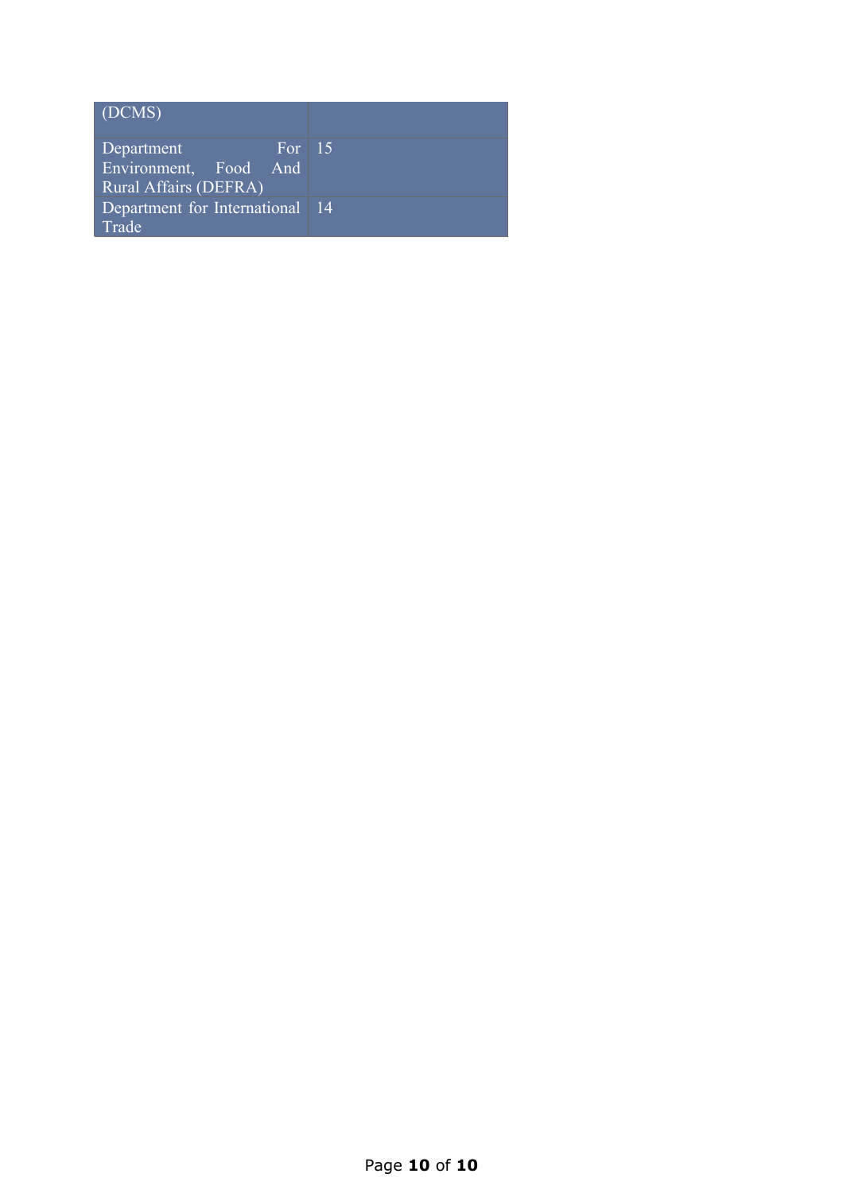| | |
|---|---|
| (DCMS) | |
| Department For Environment, Food And Rural Affairs (DEFRA) | 15 |
| Department for International Trade | 14 |